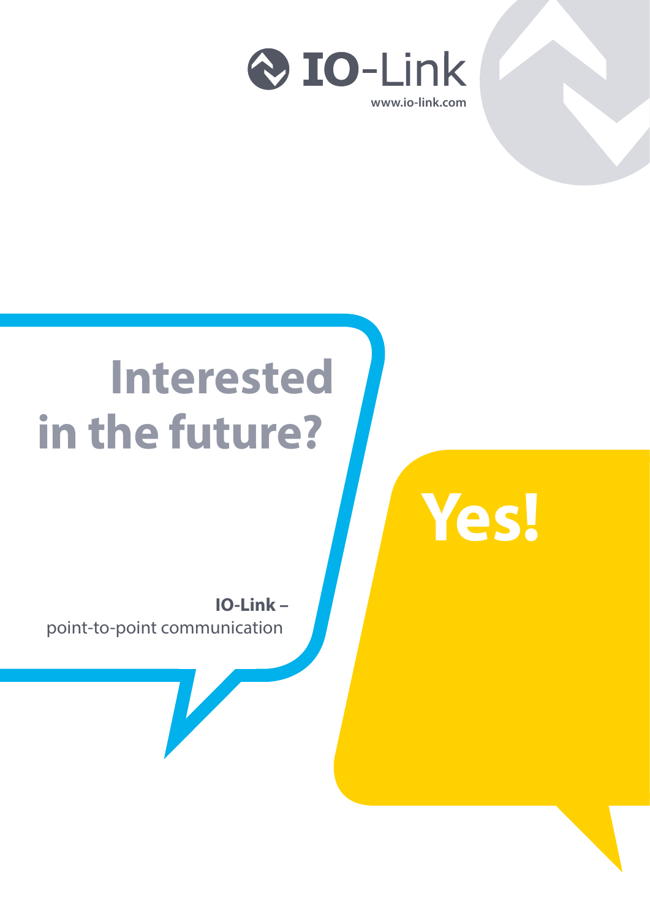IO-Link

www.io-link.com

# Interested in the future?

# Yes!

**IO-Link –**
point-to-point communication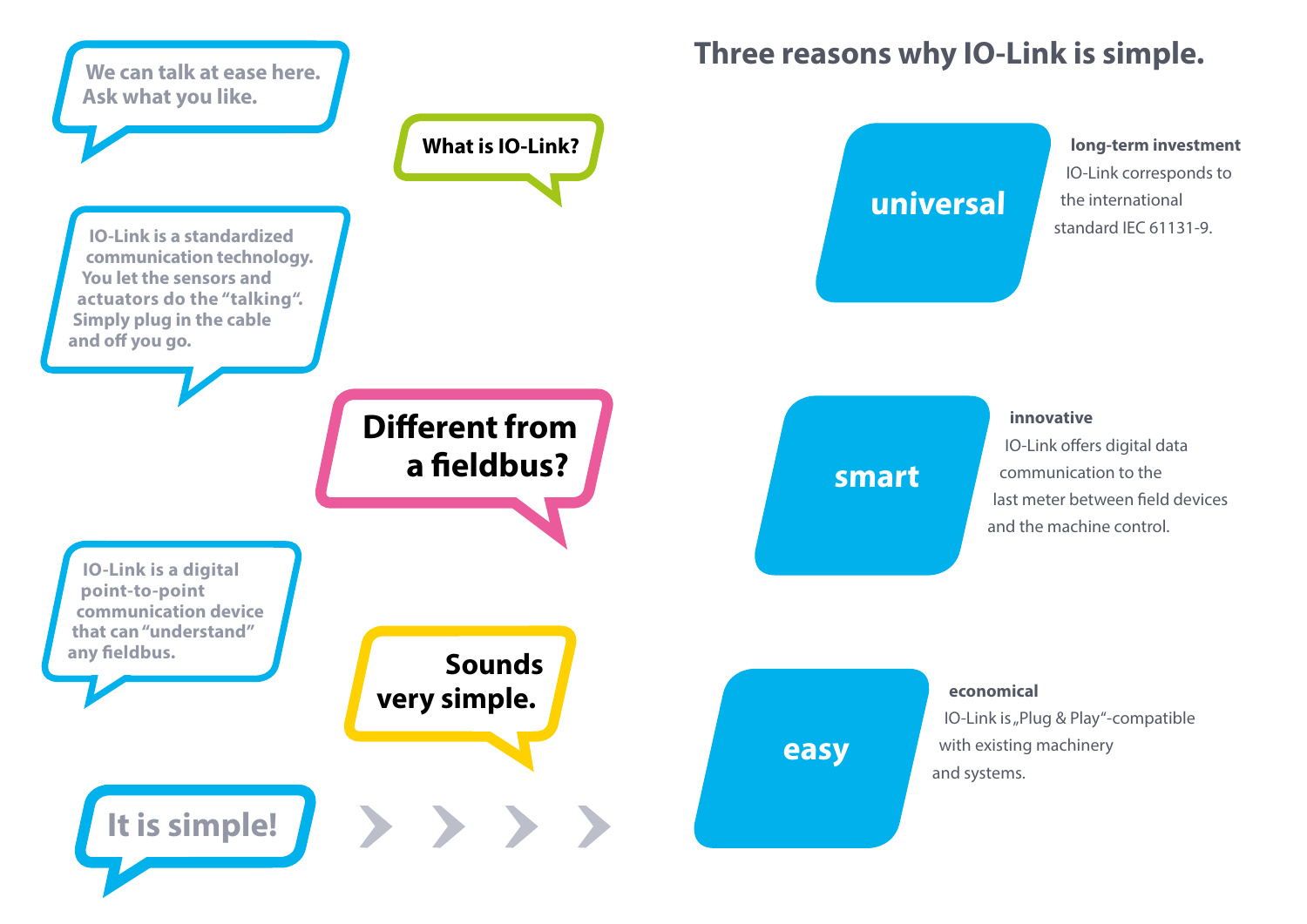We can talk at ease here. Ask what you like.

**What is IO-Link?**

IO-Link is a standardized communication technology. You let the sensors and actuators do the "talking". Simply plug in the cable and off you go.

**Different from a fieldbus?**

IO-Link is a digital point-to-point communication device that can "understand" any fieldbus.

**Sounds very simple.**

It is simple!

## Three reasons why IO-Link is simple.

### universal

**long-term investment**

IO-Link corresponds to the international standard IEC 61131-9.

### smart

**innovative**

IO-Link offers digital data communication to the last meter between field devices and the machine control.

### easy

**economical**

IO-Link is „Plug & Play"-compatible with existing machinery and systems.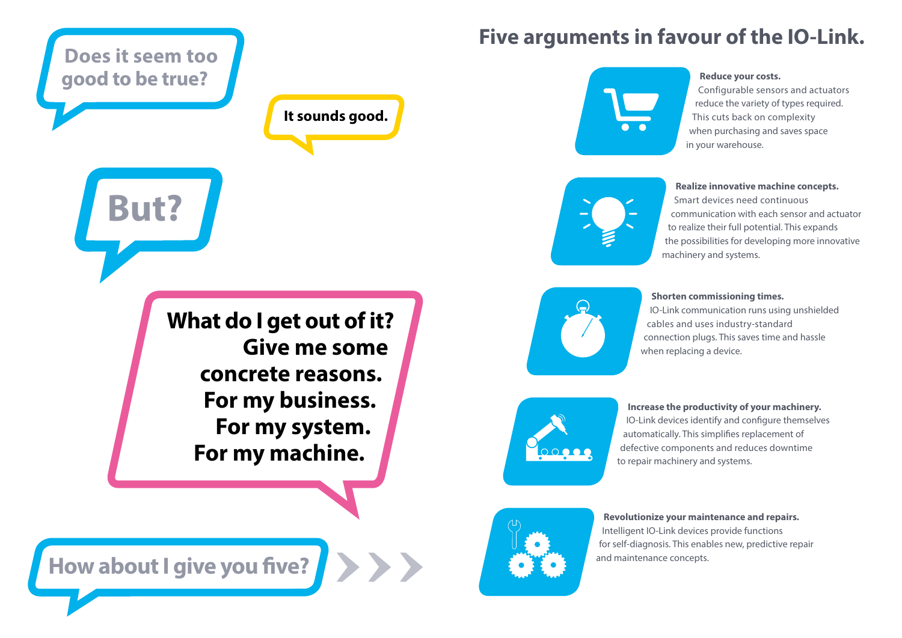Does it seem too good to be true?

It sounds good.

But?

**What do I get out of it? Give me some concrete reasons. For my business. For my system. For my machine.**

How about I give you five?

## Five arguments in favour of the IO-Link.

**Reduce your costs.**
Configurable sensors and actuators reduce the variety of types required. This cuts back on complexity when purchasing and saves space in your warehouse.

**Realize innovative machine concepts.**
Smart devices need continuous communication with each sensor and actuator to realize their full potential. This expands the possibilities for developing more innovative machinery and systems.

**Shorten commissioning times.**
IO-Link communication runs using unshielded cables and uses industry-standard connection plugs. This saves time and hassle when replacing a device.

**Increase the productivity of your machinery.**
IO-Link devices identify and configure themselves automatically. This simplifies replacement of defective components and reduces downtime to repair machinery and systems.

**Revolutionize your maintenance and repairs.**
Intelligent IO-Link devices provide functions for self-diagnosis. This enables new, predictive repair and maintenance concepts.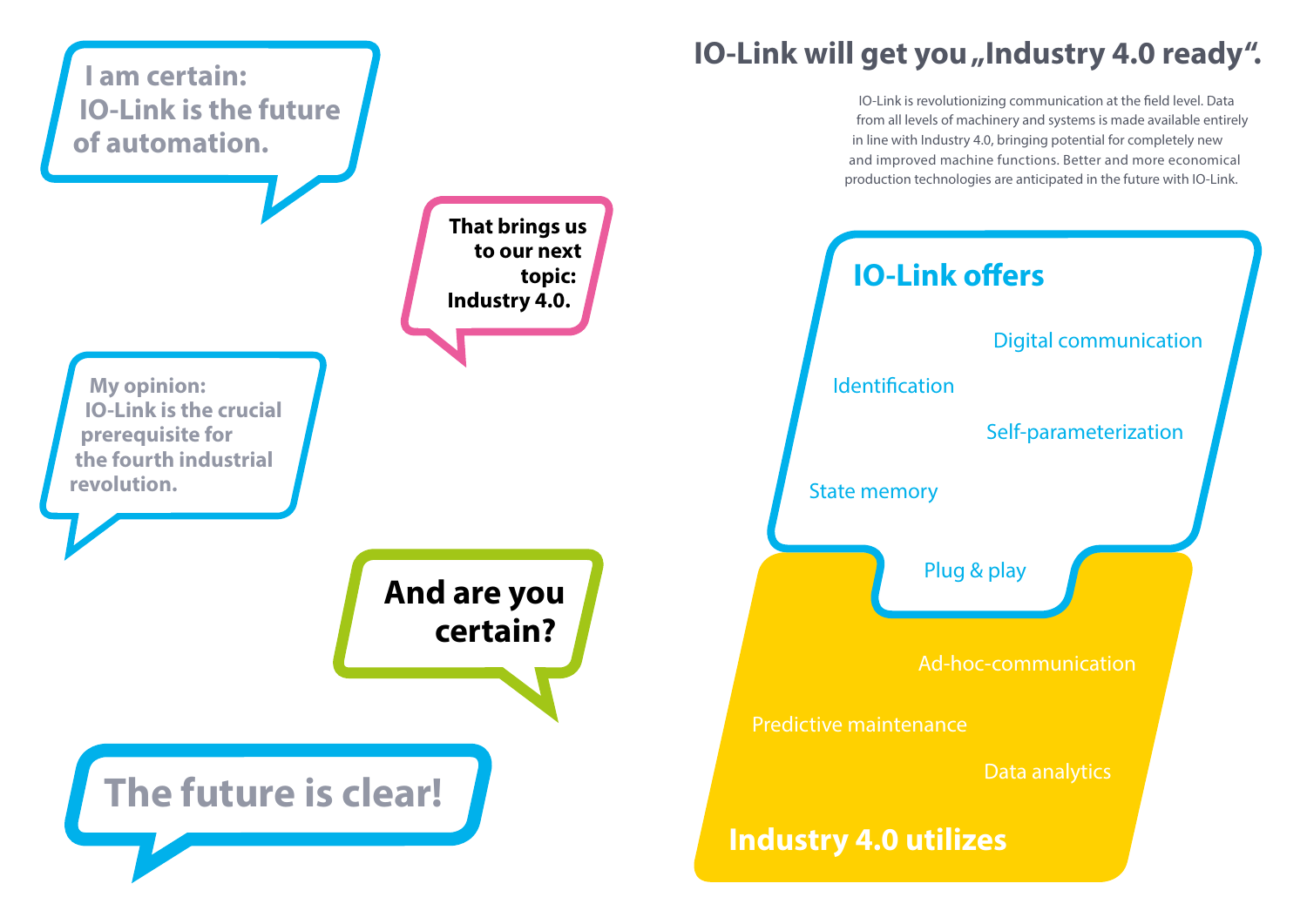I am certain:
IO-Link is the future of automation.

That brings us to our next topic: Industry 4.0.

My opinion:
IO-Link is the crucial prerequisite for the fourth industrial revolution.

And are you certain?

The future is clear!

# IO-Link will get you „Industry 4.0 ready“.

IO-Link is revolutionizing communication at the field level. Data from all levels of machinery and systems is made available entirely in line with Industry 4.0, bringing potential for completely new and improved machine functions. Better and more economical production technologies are anticipated in the future with IO-Link.

## IO-Link offers

- Digital communication
- Identification
- Self-parameterization
- State memory
- Plug & play

## Industry 4.0 utilizes

- Ad-hoc-communication
- Predictive maintenance
- Data analytics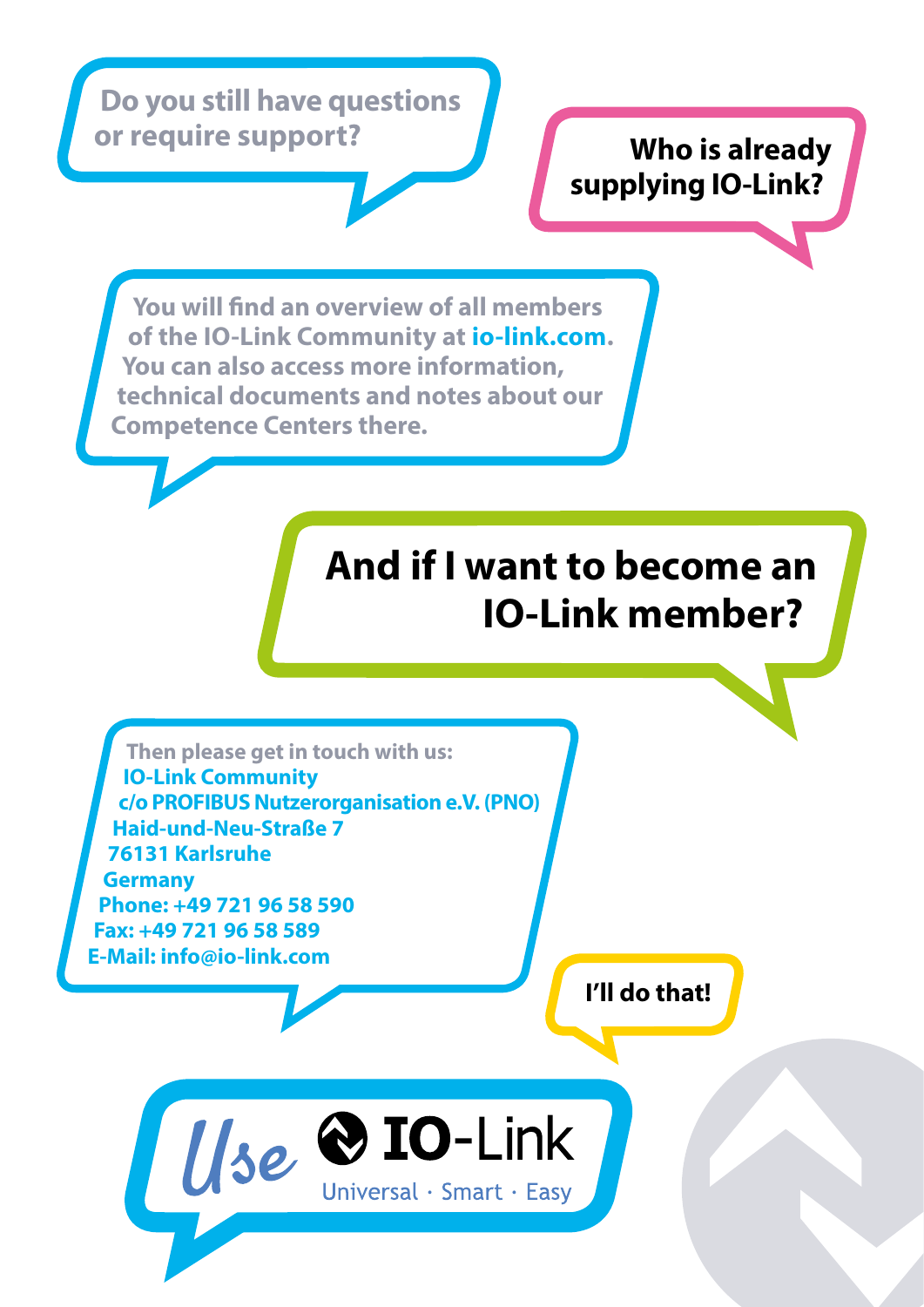Do you still have questions or require support?

**Who is already supplying IO-Link?**

You will find an overview of all members of the IO-Link Community at **io-link.com**. You can also access more information, technical documents and notes about our Competence Centers there.

## And if I want to become an IO-Link member?

Then please get in touch with us:
**IO-Link Community**
**c/o PROFIBUS Nutzerorganisation e.V. (PNO)**
**Haid-und-Neu-Straße 7**
**76131 Karlsruhe**
**Germany**
**Phone: +49 721 96 58 590**
**Fax: +49 721 96 58 589**
**E-Mail: info@io-link.com**

**I'll do that!**

Use IO-Link
Universal · Smart · Easy